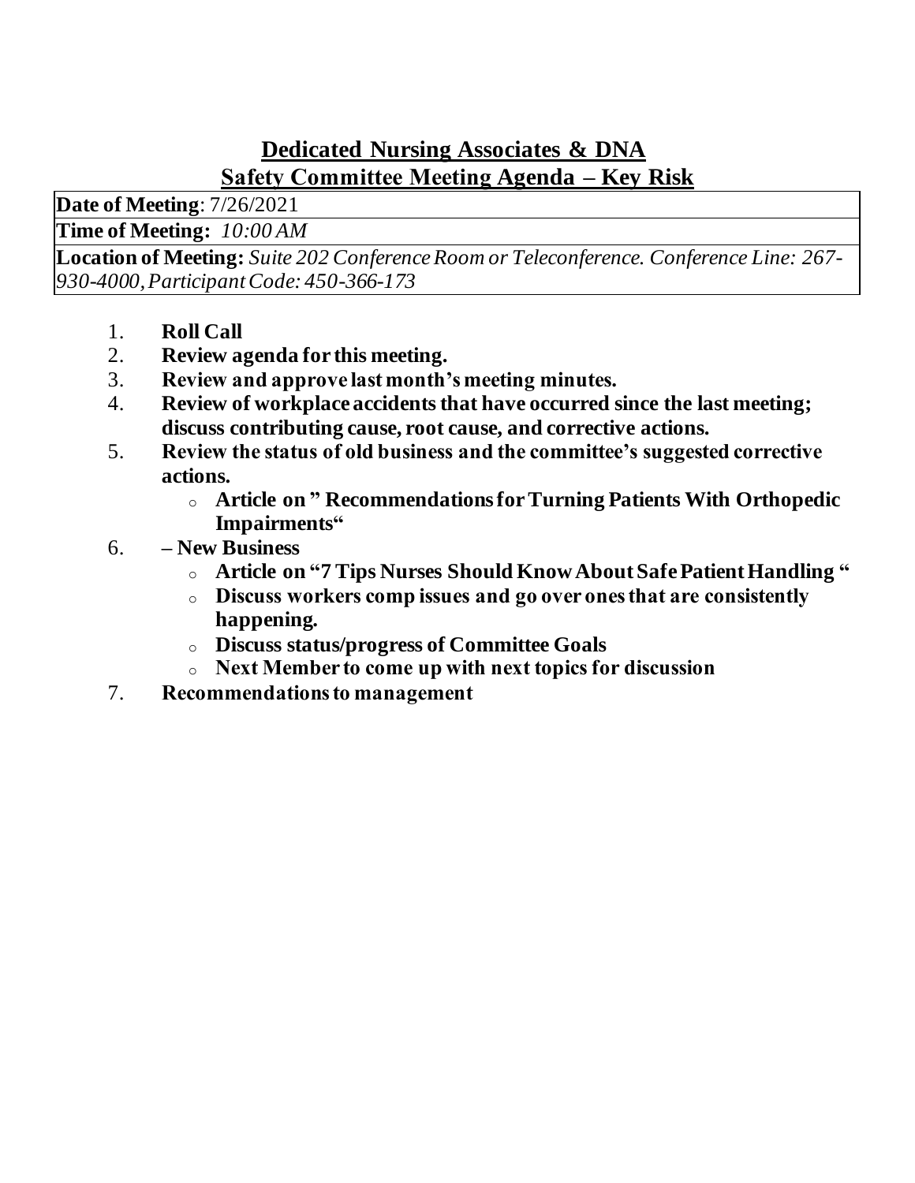# Dedicated Nursing Associates & DNA

## Safety Committee Meeting Agenda – Key Risk

| |
|---|
| **Date of Meeting**: 7/26/2021 |
| **Time of Meeting:** *10:00 AM* |
| **Location of Meeting:** *Suite 202 Conference Room or Teleconference. Conference Line: 267-930-4000, Participant Code: 450-366-173* |

1. **Roll Call**
2. **Review agenda for this meeting.**
3. **Review and approve last month's meeting minutes.**
4. **Review of workplace accidents that have occurred since the last meeting; discuss contributing cause, root cause, and corrective actions.**
5. **Review the status of old business and the committee's suggested corrective actions.**
   - **Article on " Recommendations for Turning Patients With Orthopedic Impairments"**
6. **– New Business**
   - **Article on "7 Tips Nurses Should Know About Safe Patient Handling "**
   - **Discuss workers comp issues and go over ones that are consistently happening.**
   - **Discuss status/progress of Committee Goals**
   - **Next Member to come up with next topics for discussion**
7. **Recommendations to management**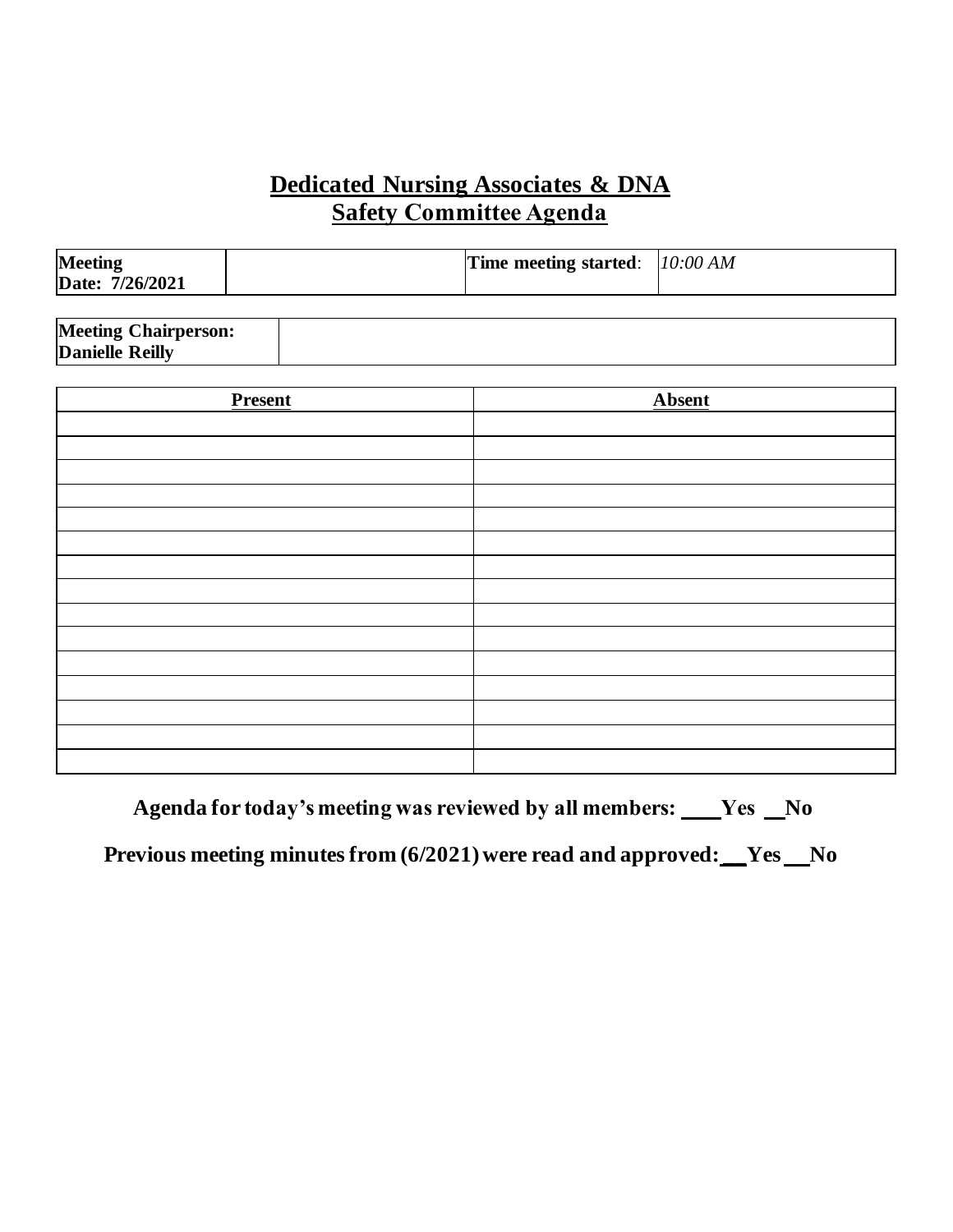# Dedicated Nursing Associates & DNA
## Safety Committee Agenda

| **Meeting Date: 7/26/2021** | | **Time meeting started**: | *10:00 AM* |
|---|---|---|---|

| **Meeting Chairperson: Danielle Reilly** | |
|---|---|

| **Present** | **Absent** |
|---|---|
| | |
| | |
| | |
| | |
| | |
| | |
| | |
| | |
| | |
| | |
| | |
| | |
| | |
| | |
| | |

**Agenda for today's meeting was reviewed by all members: \_\_\_\_Yes \_\_No**

**Previous meeting minutes from (6/2021) were read and approved: \_\_Yes \_\_No**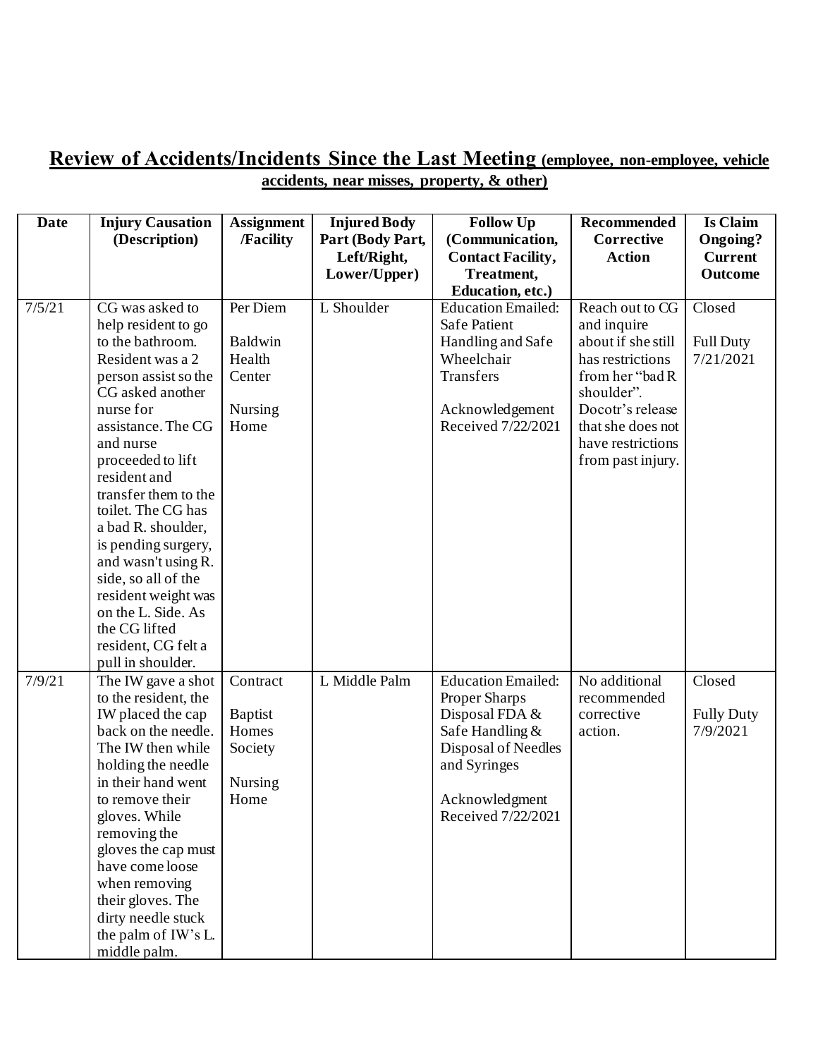## **Review of Accidents/Incidents Since the Last Meeting (employee, non-employee, vehicle accidents, near misses, property, & other)**

| Date | Injury Causation (Description) | Assignment /Facility | Injured Body Part (Body Part, Left/Right, Lower/Upper) | Follow Up (Communication, Contact Facility, Treatment, Education, etc.) | Recommended Corrective Action | Is Claim Ongoing? Current Outcome |
|---|---|---|---|---|---|---|
| 7/5/21 | CG was asked to help resident to go to the bathroom. Resident was a 2 person assist so the CG asked another nurse for assistance. The CG and nurse proceeded to lift resident and transfer them to the toilet. The CG has a bad R. shoulder, is pending surgery, and wasn't using R. side, so all of the resident weight was on the L. Side. As the CG lifted resident, CG felt a pull in shoulder. | Per Diem<br><br>Baldwin Health Center<br><br>Nursing Home | L Shoulder | Education Emailed: Safe Patient Handling and Safe Wheelchair Transfers<br><br>Acknowledgement Received 7/22/2021 | Reach out to CG and inquire about if she still has restrictions from her "bad R shoulder". Docotr's release that she does not have restrictions from past injury. | Closed<br><br>Full Duty 7/21/2021 |
| 7/9/21 | The IW gave a shot to the resident, the IW placed the cap back on the needle. The IW then while holding the needle in their hand went to remove their gloves. While removing the gloves the cap must have come loose when removing their gloves. The dirty needle stuck the palm of IW's L. middle palm. | Contract<br><br>Baptist Homes Society<br><br>Nursing Home | L Middle Palm | Education Emailed: Proper Sharps Disposal FDA & Safe Handling & Disposal of Needles and Syringes<br><br>Acknowledgment Received 7/22/2021 | No additional recommended corrective action. | Closed<br><br>Fully Duty 7/9/2021 |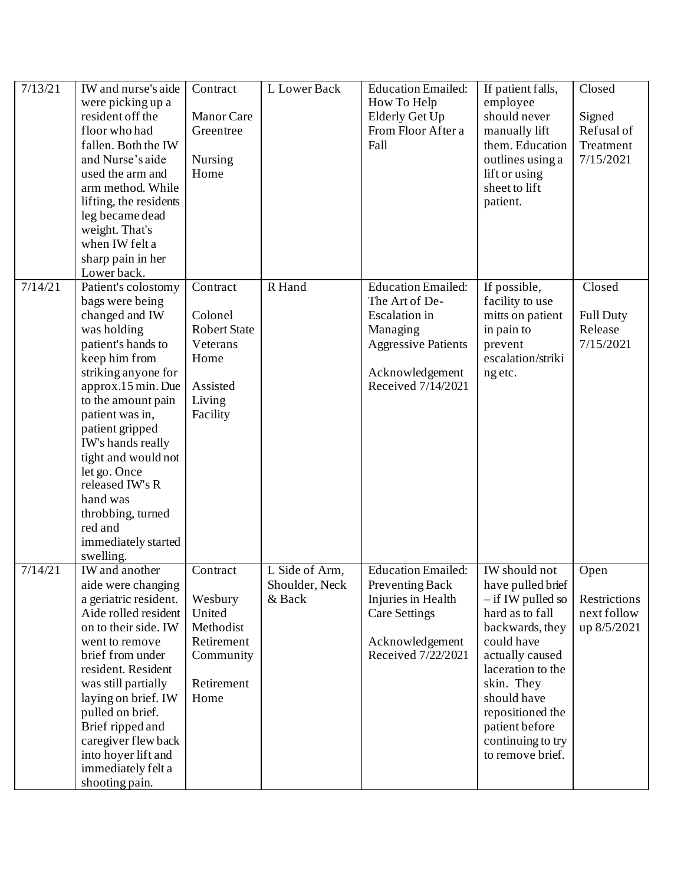| 7/13/21 | IW and nurse's aide were picking up a resident off the floor who had fallen. Both the IW and Nurse's aide used the arm and arm method. While lifting, the residents leg became dead weight. That's when IW felt a sharp pain in her Lower back. | Contract<br><br>Manor Care Greentree<br><br>Nursing Home | L Lower Back | Education Emailed: How To Help Elderly Get Up From Floor After a Fall | If patient falls, employee should never manually lift them. Education outlines using a lift or using sheet to lift patient. | Closed<br><br>Signed Refusal of Treatment 7/15/2021 |
|---|---|---|---|---|---|---|
| 7/14/21 | Patient's colostomy bags were being changed and IW was holding patient's hands to keep him from striking anyone for approx.15 min. Due to the amount pain patient was in, patient gripped IW's hands really tight and would not let go. Once released IW's R hand was throbbing, turned red and immediately started swelling. | Contract<br><br>Colonel Robert State Veterans Home<br><br>Assisted Living Facility | R Hand | Education Emailed: The Art of De-Escalation in Managing Aggressive Patients<br><br>Acknowledgement Received 7/14/2021 | If possible, facility to use mitts on patient in pain to prevent escalation/striking etc. | Closed<br><br>Full Duty Release 7/15/2021 |
| 7/14/21 | IW and another aide were changing a geriatric resident. Aide rolled resident on to their side. IW went to remove brief from under resident. Resident was still partially laying on brief. IW pulled on brief. Brief ripped and caregiver flew back into hoyer lift and immediately felt a shooting pain. | Contract<br><br>Wesbury United Methodist Retirement Community<br><br>Retirement Home | L Side of Arm, Shoulder, Neck & Back | Education Emailed: Preventing Back Injuries in Health Care Settings<br><br>Acknowledgement Received 7/22/2021 | IW should not have pulled brief – if IW pulled so hard as to fall backwards, they could have actually caused laceration to the skin. They should have repositioned the patient before continuing to try to remove brief. | Open<br><br>Restrictions next follow up 8/5/2021 |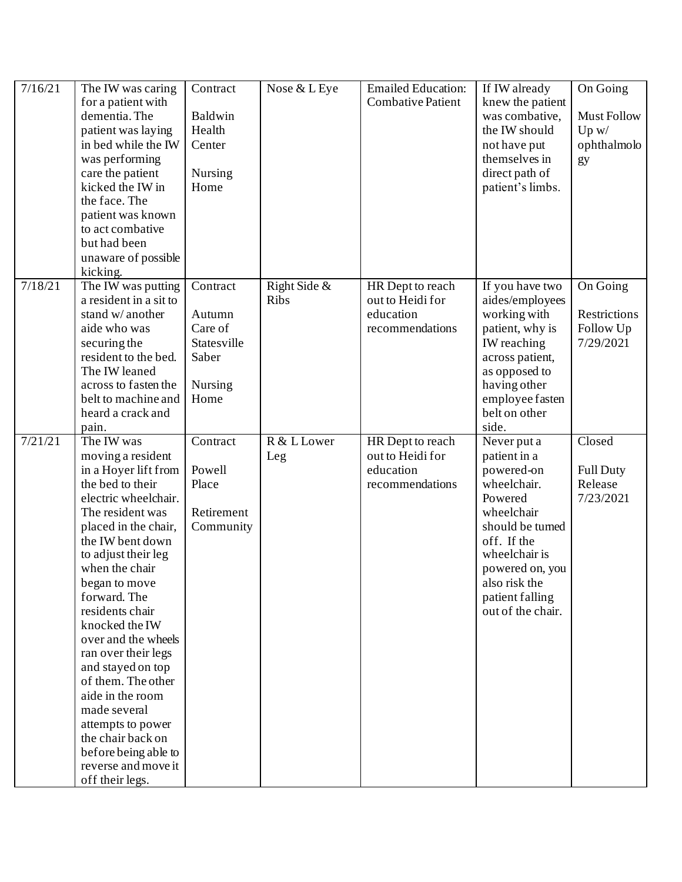| 7/16/21 | The IW was caring for a patient with dementia. The patient was laying in bed while the IW was performing care the patient kicked the IW in the face. The patient was known to act combative but had been unaware of possible kicking. | Contract<br><br>Baldwin Health Center<br><br>Nursing Home | Nose & L Eye | Emailed Education: Combative Patient | If IW already knew the patient was combative, the IW should not have put themselves in direct path of patient's limbs. | On Going<br><br>Must Follow Up w/ ophthalmology |
|---|---|---|---|---|---|---|
| 7/18/21 | The IW was putting a resident in a sit to stand w/ another aide who was securing the resident to the bed. The IW leaned across to fasten the belt to machine and heard a crack and pain. | Contract<br><br>Autumn Care of Statesville Saber<br><br>Nursing Home | Right Side & Ribs | HR Dept to reach out to Heidi for education recommendations | If you have two aides/employees working with patient, why is IW reaching across patient, as opposed to having other employee fasten belt on other side. | On Going<br><br>Restrictions Follow Up 7/29/2021 |
| 7/21/21 | The IW was moving a resident in a Hoyer lift from the bed to their electric wheelchair. The resident was placed in the chair, the IW bent down to adjust their leg when the chair began to move forward. The residents chair knocked the IW over and the wheels ran over their legs and stayed on top of them. The other aide in the room made several attempts to power the chair back on before being able to reverse and move it off their legs. | Contract<br><br>Powell Place<br><br>Retirement Community | R & L Lower Leg | HR Dept to reach out to Heidi for education recommendations | Never put a patient in a powered-on wheelchair. Powered wheelchair should be turned off. If the wheelchair is powered on, you also risk the patient falling out of the chair. | Closed<br><br>Full Duty Release 7/23/2021 |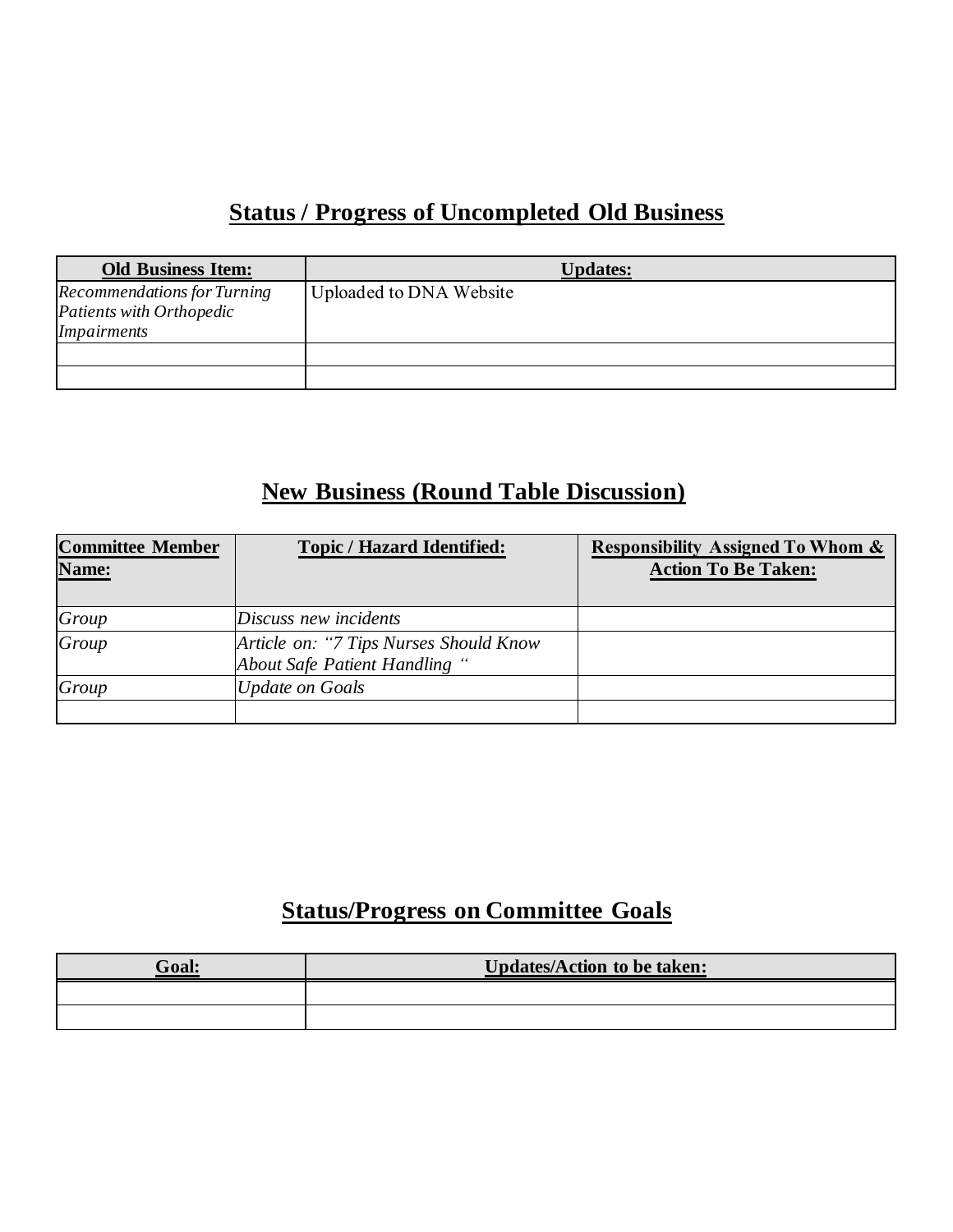## Status / Progress of Uncompleted Old Business

| Old Business Item: | Updates: |
|---|---|
| *Recommendations for Turning Patients with Orthopedic Impairments* | Uploaded to DNA Website |
| | |
| | |

## New Business (Round Table Discussion)

| Committee Member Name: | Topic / Hazard Identified: | Responsibility Assigned To Whom & Action To Be Taken: |
|---|---|---|
| *Group* | *Discuss new incidents* | |
| *Group* | *Article on: "7 Tips Nurses Should Know About Safe Patient Handling "* | |
| *Group* | *Update on Goals* | |
| | | |

## Status/Progress on Committee Goals

| Goal: | Updates/Action to be taken: |
|---|---|
| | |
| | |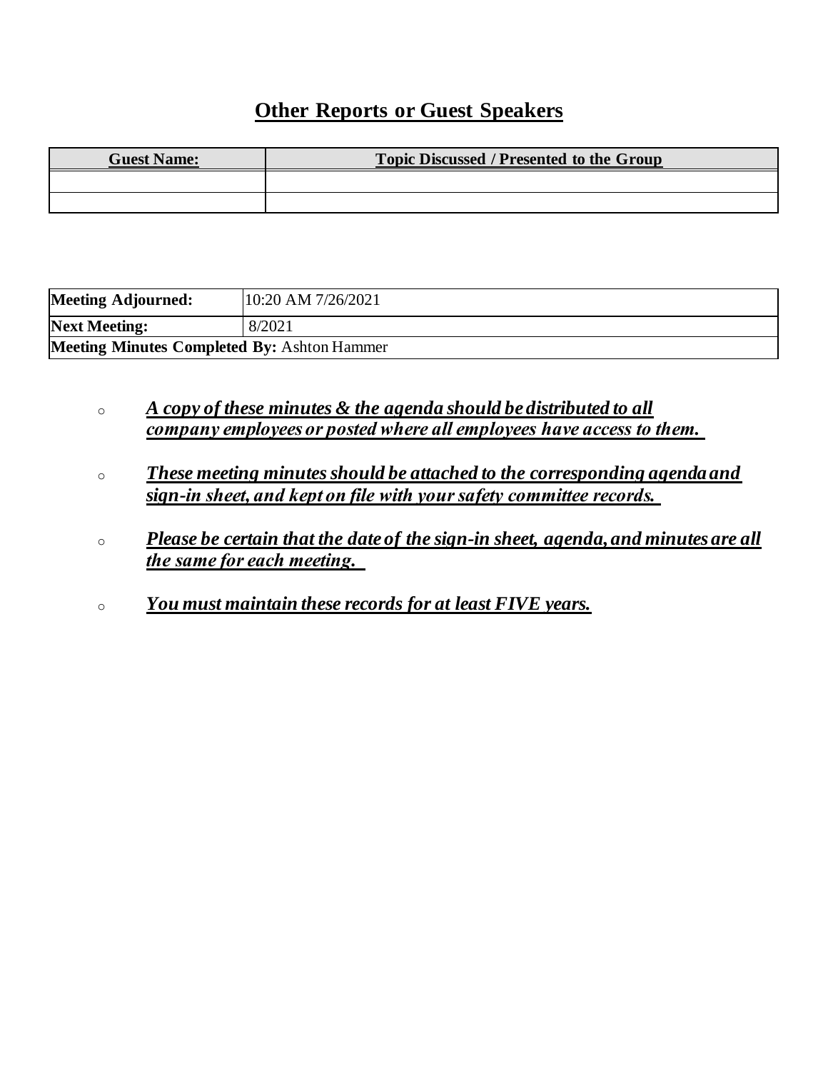## Other Reports or Guest Speakers

| Guest Name: | Topic Discussed / Presented to the Group |
|---|---|
| | |
| | |

| | |
|---|---|
| **Meeting Adjourned:** | 10:20 AM 7/26/2021 |
| **Next Meeting:** | 8/2021 |
| **Meeting Minutes Completed By:** Ashton Hammer | |

- ***A copy of these minutes & the agenda should be distributed to all company employees or posted where all employees have access to them.***
- ***These meeting minutes should be attached to the corresponding agenda and sign-in sheet, and kept on file with your safety committee records.***
- ***Please be certain that the date of the sign-in sheet, agenda, and minutes are all the same for each meeting.***
- ***You must maintain these records for at least FIVE years.***